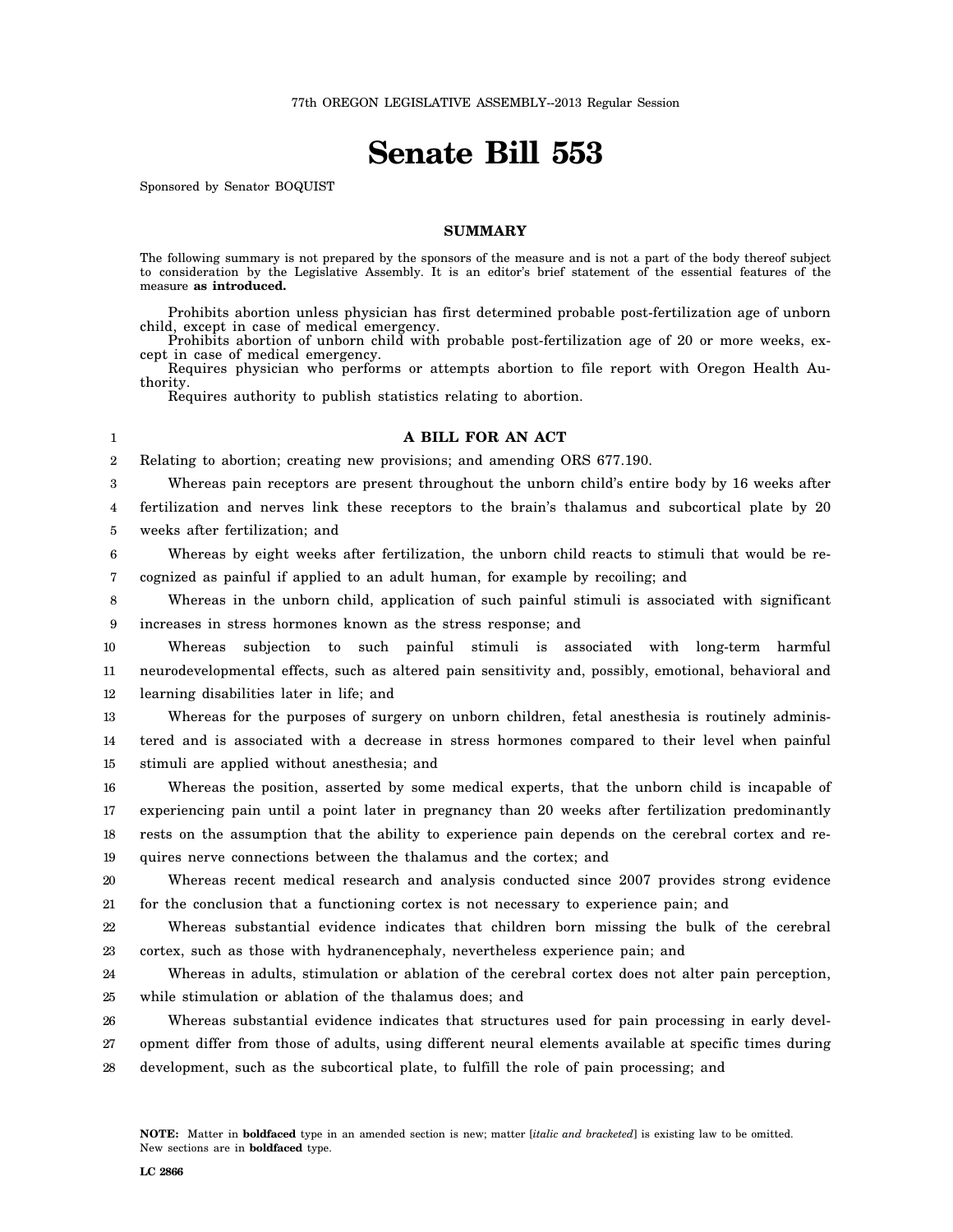77th OREGON LEGISLATIVE ASSEMBLY--2013 Regular Session

# Senate Bill 553

Sponsored by Senator BOQUIST

## SUMMARY

The following summary is not prepared by the sponsors of the measure and is not a part of the body thereof subject to consideration by the Legislative Assembly. It is an editor's brief statement of the essential features of the measure **as introduced.**

Prohibits abortion unless physician has first determined probable post-fertilization age of unborn child, except in case of medical emergency.

Prohibits abortion of unborn child with probable post-fertilization age of 20 or more weeks, except in case of medical emergency.

Requires physician who performs or attempts abortion to file report with Oregon Health Authority.

Requires authority to publish statistics relating to abortion.

## A BILL FOR AN ACT

Relating to abortion; creating new provisions; and amending ORS 677.190.

Whereas pain receptors are present throughout the unborn child's entire body by 16 weeks after fertilization and nerves link these receptors to the brain's thalamus and subcortical plate by 20 weeks after fertilization; and

Whereas by eight weeks after fertilization, the unborn child reacts to stimuli that would be recognized as painful if applied to an adult human, for example by recoiling; and

Whereas in the unborn child, application of such painful stimuli is associated with significant increases in stress hormones known as the stress response; and

Whereas subjection to such painful stimuli is associated with long-term harmful neurodevelopmental effects, such as altered pain sensitivity and, possibly, emotional, behavioral and learning disabilities later in life; and

Whereas for the purposes of surgery on unborn children, fetal anesthesia is routinely administered and is associated with a decrease in stress hormones compared to their level when painful stimuli are applied without anesthesia; and

Whereas the position, asserted by some medical experts, that the unborn child is incapable of experiencing pain until a point later in pregnancy than 20 weeks after fertilization predominantly rests on the assumption that the ability to experience pain depends on the cerebral cortex and requires nerve connections between the thalamus and the cortex; and

Whereas recent medical research and analysis conducted since 2007 provides strong evidence for the conclusion that a functioning cortex is not necessary to experience pain; and

Whereas substantial evidence indicates that children born missing the bulk of the cerebral cortex, such as those with hydranencephaly, nevertheless experience pain; and

Whereas in adults, stimulation or ablation of the cerebral cortex does not alter pain perception, while stimulation or ablation of the thalamus does; and

Whereas substantial evidence indicates that structures used for pain processing in early development differ from those of adults, using different neural elements available at specific times during development, such as the subcortical plate, to fulfill the role of pain processing; and

**NOTE:** Matter in **boldfaced** type in an amended section is new; matter [*italic and bracketed*] is existing law to be omitted. New sections are in **boldfaced** type.

**LC 2866**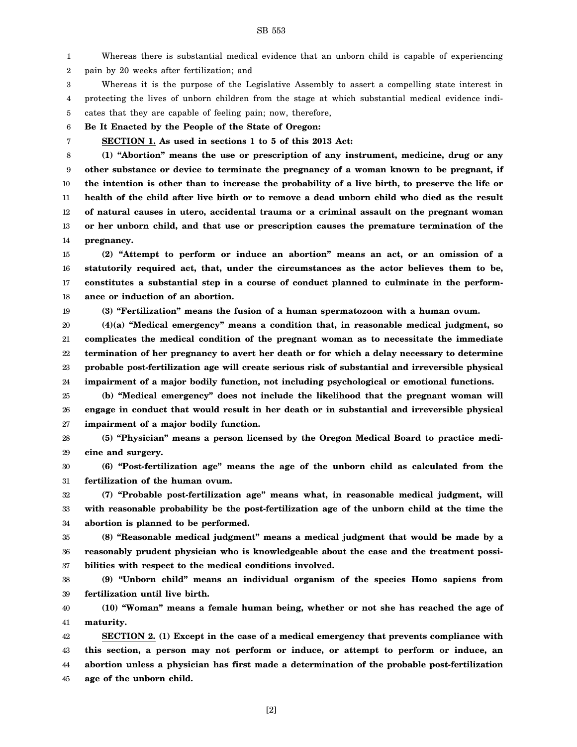Whereas there is substantial medical evidence that an unborn child is capable of experiencing pain by 20 weeks after fertilization; and

Whereas it is the purpose of the Legislative Assembly to assert a compelling state interest in protecting the lives of unborn children from the stage at which substantial medical evidence indicates that they are capable of feeling pain; now, therefore,

**Be It Enacted by the People of the State of Oregon:**

**SECTION 1. As used in sections 1 to 5 of this 2013 Act:**

**(1) "Abortion" means the use or prescription of any instrument, medicine, drug or any other substance or device to terminate the pregnancy of a woman known to be pregnant, if the intention is other than to increase the probability of a live birth, to preserve the life or health of the child after live birth or to remove a dead unborn child who died as the result of natural causes in utero, accidental trauma or a criminal assault on the pregnant woman or her unborn child, and that use or prescription causes the premature termination of the pregnancy.**

**(2) "Attempt to perform or induce an abortion" means an act, or an omission of a statutorily required act, that, under the circumstances as the actor believes them to be, constitutes a substantial step in a course of conduct planned to culminate in the performance or induction of an abortion.**

**(3) "Fertilization" means the fusion of a human spermatozoon with a human ovum.**

**(4)(a) "Medical emergency" means a condition that, in reasonable medical judgment, so complicates the medical condition of the pregnant woman as to necessitate the immediate termination of her pregnancy to avert her death or for which a delay necessary to determine probable post-fertilization age will create serious risk of substantial and irreversible physical impairment of a major bodily function, not including psychological or emotional functions.**

**(b) "Medical emergency" does not include the likelihood that the pregnant woman will engage in conduct that would result in her death or in substantial and irreversible physical impairment of a major bodily function.**

**(5) "Physician" means a person licensed by the Oregon Medical Board to practice medicine and surgery.**

**(6) "Post-fertilization age" means the age of the unborn child as calculated from the fertilization of the human ovum.**

**(7) "Probable post-fertilization age" means what, in reasonable medical judgment, will with reasonable probability be the post-fertilization age of the unborn child at the time the abortion is planned to be performed.**

**(8) "Reasonable medical judgment" means a medical judgment that would be made by a reasonably prudent physician who is knowledgeable about the case and the treatment possibilities with respect to the medical conditions involved.**

**(9) "Unborn child" means an individual organism of the species Homo sapiens from fertilization until live birth.**

**(10) "Woman" means a female human being, whether or not she has reached the age of maturity.**

**SECTION 2. (1) Except in the case of a medical emergency that prevents compliance with this section, a person may not perform or induce, or attempt to perform or induce, an abortion unless a physician has first made a determination of the probable post-fertilization age of the unborn child.**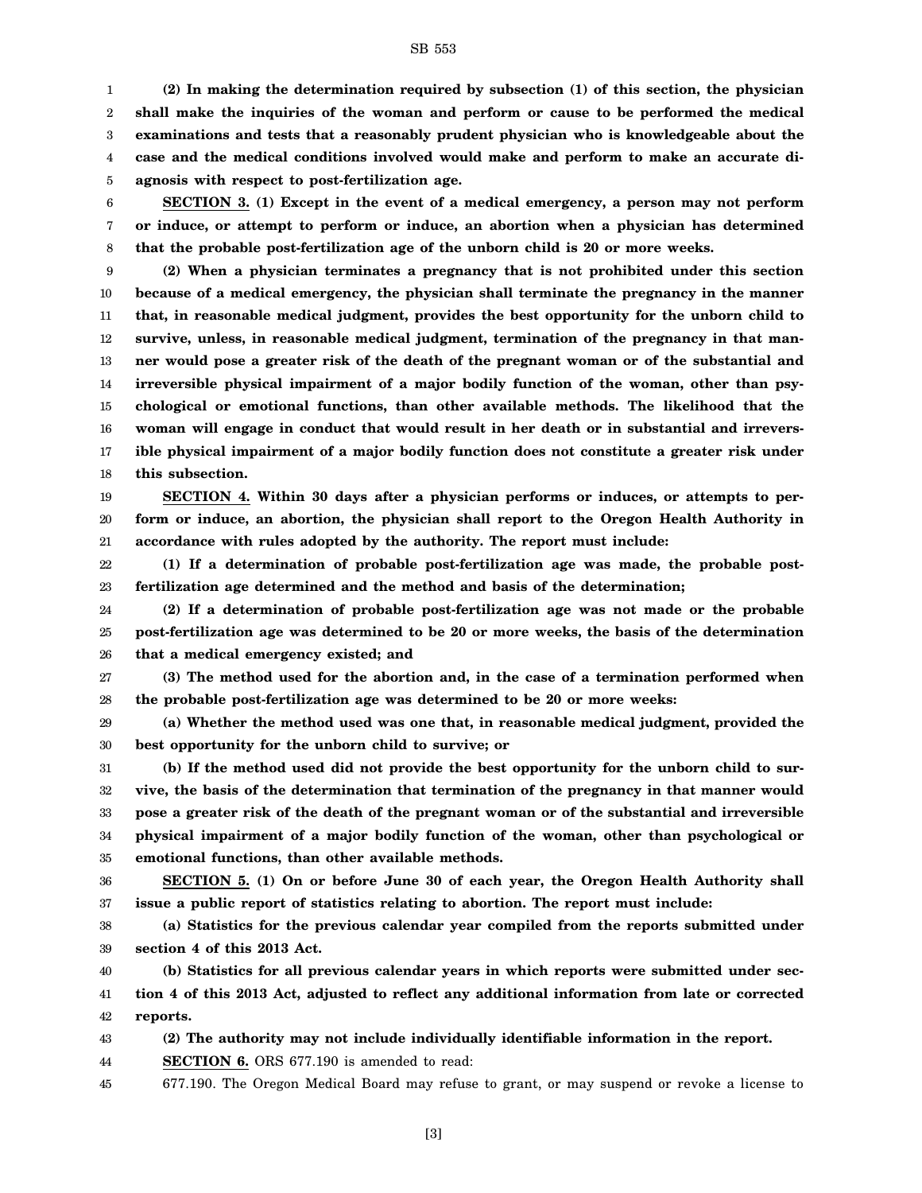**(2) In making the determination required by subsection (1) of this section, the physician shall make the inquiries of the woman and perform or cause to be performed the medical examinations and tests that a reasonably prudent physician who is knowledgeable about the case and the medical conditions involved would make and perform to make an accurate diagnosis with respect to post-fertilization age.**

**SECTION 3. (1) Except in the event of a medical emergency, a person may not perform or induce, or attempt to perform or induce, an abortion when a physician has determined that the probable post-fertilization age of the unborn child is 20 or more weeks.**

**(2) When a physician terminates a pregnancy that is not prohibited under this section because of a medical emergency, the physician shall terminate the pregnancy in the manner that, in reasonable medical judgment, provides the best opportunity for the unborn child to survive, unless, in reasonable medical judgment, termination of the pregnancy in that manner would pose a greater risk of the death of the pregnant woman or of the substantial and irreversible physical impairment of a major bodily function of the woman, other than psychological or emotional functions, than other available methods. The likelihood that the woman will engage in conduct that would result in her death or in substantial and irreversible physical impairment of a major bodily function does not constitute a greater risk under this subsection.**

**SECTION 4. Within 30 days after a physician performs or induces, or attempts to perform or induce, an abortion, the physician shall report to the Oregon Health Authority in accordance with rules adopted by the authority. The report must include:**

**(1) If a determination of probable post-fertilization age was made, the probable post-fertilization age determined and the method and basis of the determination;**

**(2) If a determination of probable post-fertilization age was not made or the probable post-fertilization age was determined to be 20 or more weeks, the basis of the determination that a medical emergency existed; and**

**(3) The method used for the abortion and, in the case of a termination performed when the probable post-fertilization age was determined to be 20 or more weeks:**

**(a) Whether the method used was one that, in reasonable medical judgment, provided the best opportunity for the unborn child to survive; or**

**(b) If the method used did not provide the best opportunity for the unborn child to survive, the basis of the determination that termination of the pregnancy in that manner would pose a greater risk of the death of the pregnant woman or of the substantial and irreversible physical impairment of a major bodily function of the woman, other than psychological or emotional functions, than other available methods.**

**SECTION 5. (1) On or before June 30 of each year, the Oregon Health Authority shall issue a public report of statistics relating to abortion. The report must include:**

**(a) Statistics for the previous calendar year compiled from the reports submitted under section 4 of this 2013 Act.**

**(b) Statistics for all previous calendar years in which reports were submitted under section 4 of this 2013 Act, adjusted to reflect any additional information from late or corrected reports.**

**(2) The authority may not include individually identifiable information in the report.**

**SECTION 6.** ORS 677.190 is amended to read:

677.190. The Oregon Medical Board may refuse to grant, or may suspend or revoke a license to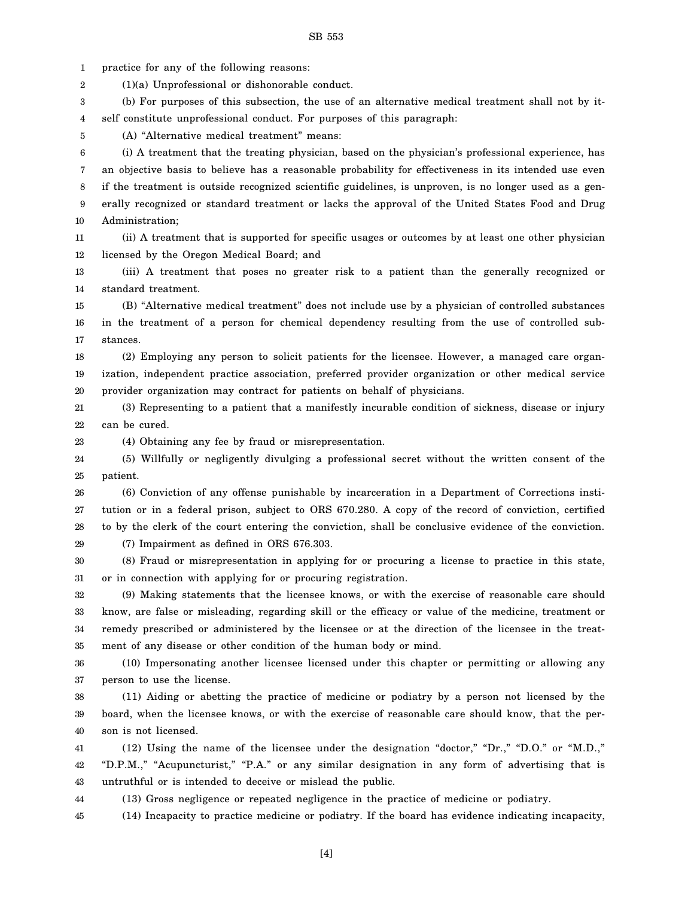practice for any of the following reasons:

(1)(a) Unprofessional or dishonorable conduct.

(b) For purposes of this subsection, the use of an alternative medical treatment shall not by itself constitute unprofessional conduct. For purposes of this paragraph:

(A) "Alternative medical treatment" means:

(i) A treatment that the treating physician, based on the physician's professional experience, has an objective basis to believe has a reasonable probability for effectiveness in its intended use even if the treatment is outside recognized scientific guidelines, is unproven, is no longer used as a generally recognized or standard treatment or lacks the approval of the United States Food and Drug Administration;

(ii) A treatment that is supported for specific usages or outcomes by at least one other physician licensed by the Oregon Medical Board; and

(iii) A treatment that poses no greater risk to a patient than the generally recognized or standard treatment.

(B) "Alternative medical treatment" does not include use by a physician of controlled substances in the treatment of a person for chemical dependency resulting from the use of controlled substances.

(2) Employing any person to solicit patients for the licensee. However, a managed care organization, independent practice association, preferred provider organization or other medical service provider organization may contract for patients on behalf of physicians.

(3) Representing to a patient that a manifestly incurable condition of sickness, disease or injury can be cured.

(4) Obtaining any fee by fraud or misrepresentation.

(5) Willfully or negligently divulging a professional secret without the written consent of the patient.

(6) Conviction of any offense punishable by incarceration in a Department of Corrections institution or in a federal prison, subject to ORS 670.280. A copy of the record of conviction, certified to by the clerk of the court entering the conviction, shall be conclusive evidence of the conviction.

(7) Impairment as defined in ORS 676.303.

(8) Fraud or misrepresentation in applying for or procuring a license to practice in this state, or in connection with applying for or procuring registration.

(9) Making statements that the licensee knows, or with the exercise of reasonable care should know, are false or misleading, regarding skill or the efficacy or value of the medicine, treatment or remedy prescribed or administered by the licensee or at the direction of the licensee in the treatment of any disease or other condition of the human body or mind.

(10) Impersonating another licensee licensed under this chapter or permitting or allowing any person to use the license.

(11) Aiding or abetting the practice of medicine or podiatry by a person not licensed by the board, when the licensee knows, or with the exercise of reasonable care should know, that the person is not licensed.

(12) Using the name of the licensee under the designation "doctor," "Dr.," "D.O." or "M.D.," "D.P.M.," "Acupuncturist," "P.A." or any similar designation in any form of advertising that is untruthful or is intended to deceive or mislead the public.

(13) Gross negligence or repeated negligence in the practice of medicine or podiatry.

(14) Incapacity to practice medicine or podiatry. If the board has evidence indicating incapacity,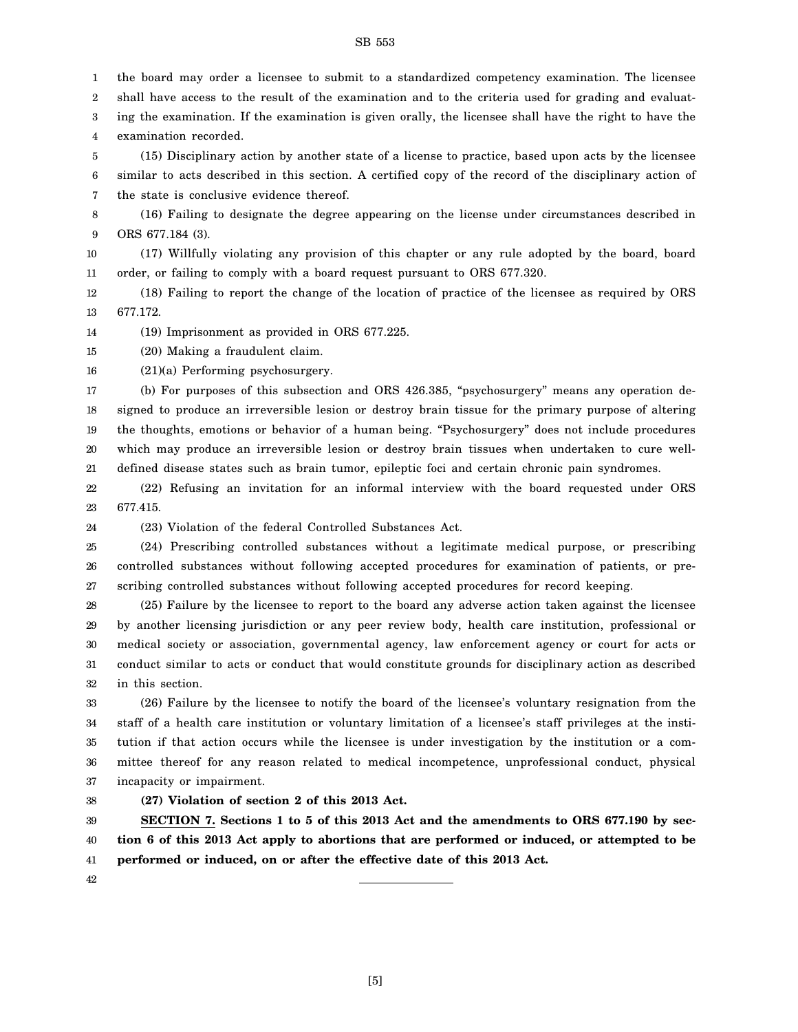the board may order a licensee to submit to a standardized competency examination. The licensee shall have access to the result of the examination and to the criteria used for grading and evaluating the examination. If the examination is given orally, the licensee shall have the right to have the examination recorded.

(15) Disciplinary action by another state of a license to practice, based upon acts by the licensee similar to acts described in this section. A certified copy of the record of the disciplinary action of the state is conclusive evidence thereof.

(16) Failing to designate the degree appearing on the license under circumstances described in ORS 677.184 (3).

(17) Willfully violating any provision of this chapter or any rule adopted by the board, board order, or failing to comply with a board request pursuant to ORS 677.320.

(18) Failing to report the change of the location of practice of the licensee as required by ORS 677.172.

(19) Imprisonment as provided in ORS 677.225.

(20) Making a fraudulent claim.

(21)(a) Performing psychosurgery.

(b) For purposes of this subsection and ORS 426.385, "psychosurgery" means any operation designed to produce an irreversible lesion or destroy brain tissue for the primary purpose of altering the thoughts, emotions or behavior of a human being. "Psychosurgery" does not include procedures which may produce an irreversible lesion or destroy brain tissues when undertaken to cure well-defined disease states such as brain tumor, epileptic foci and certain chronic pain syndromes.

(22) Refusing an invitation for an informal interview with the board requested under ORS 677.415.

(23) Violation of the federal Controlled Substances Act.

(24) Prescribing controlled substances without a legitimate medical purpose, or prescribing controlled substances without following accepted procedures for examination of patients, or prescribing controlled substances without following accepted procedures for record keeping.

(25) Failure by the licensee to report to the board any adverse action taken against the licensee by another licensing jurisdiction or any peer review body, health care institution, professional or medical society or association, governmental agency, law enforcement agency or court for acts or conduct similar to acts or conduct that would constitute grounds for disciplinary action as described in this section.

(26) Failure by the licensee to notify the board of the licensee's voluntary resignation from the staff of a health care institution or voluntary limitation of a licensee's staff privileges at the institution if that action occurs while the licensee is under investigation by the institution or a committee thereof for any reason related to medical incompetence, unprofessional conduct, physical incapacity or impairment.

**(27) Violation of section 2 of this 2013 Act.**

**SECTION 7. Sections 1 to 5 of this 2013 Act and the amendments to ORS 677.190 by section 6 of this 2013 Act apply to abortions that are performed or induced, or attempted to be performed or induced, on or after the effective date of this 2013 Act.**